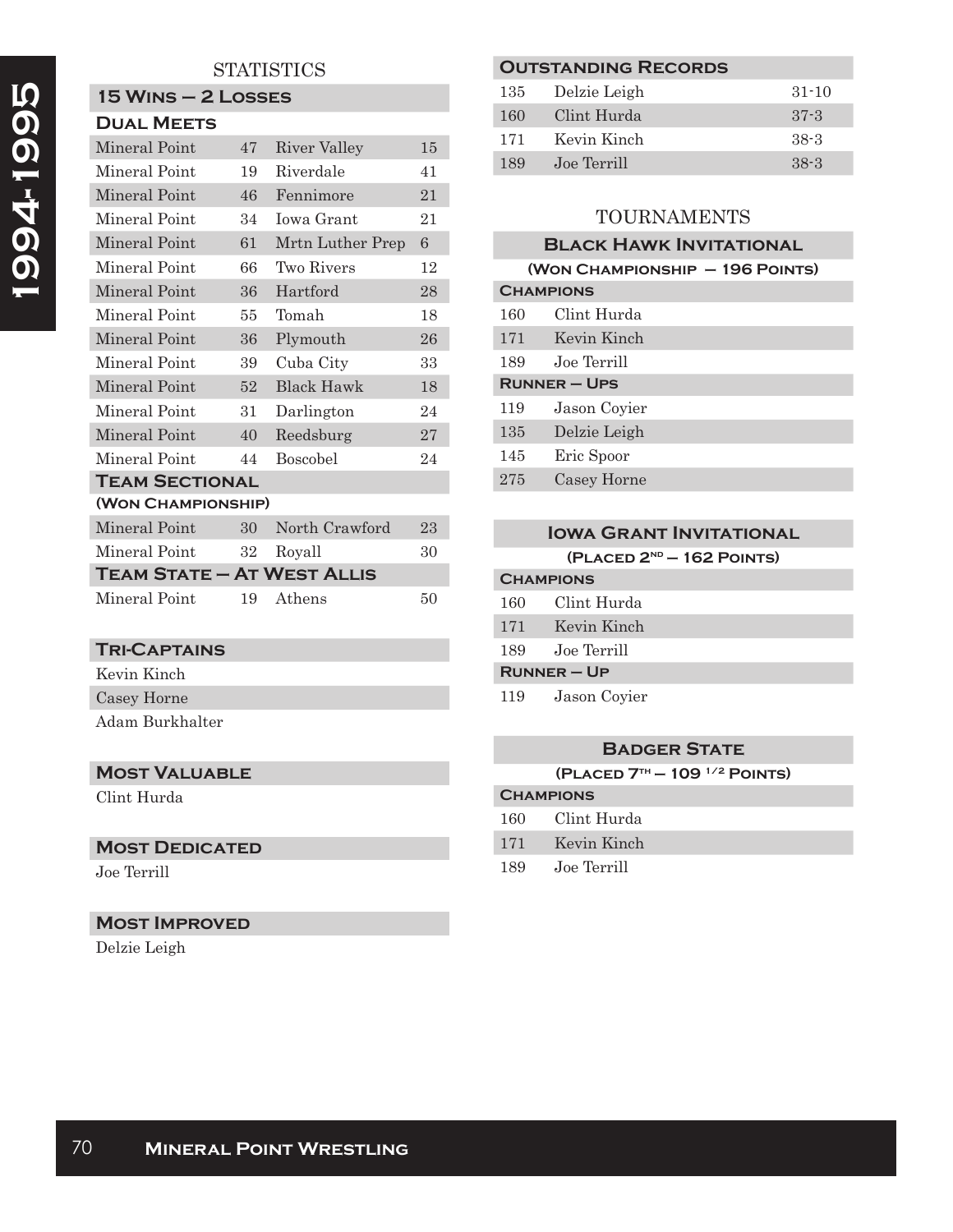# 1994-1995

## STATISTICS

### 15 Wins – 2 Losses

#### Dual Meets

| | | | |
|---|---|---|---|
| Mineral Point | 47 | River Valley | 15 |
| Mineral Point | 19 | Riverdale | 41 |
| Mineral Point | 46 | Fennimore | 21 |
| Mineral Point | 34 | Iowa Grant | 21 |
| Mineral Point | 61 | Mrtn Luther Prep | 6 |
| Mineral Point | 66 | Two Rivers | 12 |
| Mineral Point | 36 | Hartford | 28 |
| Mineral Point | 55 | Tomah | 18 |
| Mineral Point | 36 | Plymouth | 26 |
| Mineral Point | 39 | Cuba City | 33 |
| Mineral Point | 52 | Black Hawk | 18 |
| Mineral Point | 31 | Darlington | 24 |
| Mineral Point | 40 | Reedsburg | 27 |
| Mineral Point | 44 | Boscobel | 24 |

#### Team Sectional

(Won Championship)

| | | | |
|---|---|---|---|
| Mineral Point | 30 | North Crawford | 23 |
| Mineral Point | 32 | Royall | 30 |

#### Team State – At West Allis

| | | | |
|---|---|---|---|
| Mineral Point | 19 | Athens | 50 |

### Tri-Captains

Kevin Kinch
Casey Horne
Adam Burkhalter

### Most Valuable

Clint Hurda

### Most Dedicated

Joe Terrill

### Most Improved

Delzie Leigh

### Outstanding Records

| | | |
|---|---|---|
| 135 | Delzie Leigh | 31-10 |
| 160 | Clint Hurda | 37-3 |
| 171 | Kevin Kinch | 38-3 |
| 189 | Joe Terrill | 38-3 |

## TOURNAMENTS

### Black Hawk Invitational

(Won Championship – 196 Points)

**Champions**

| | |
|---|---|
| 160 | Clint Hurda |
| 171 | Kevin Kinch |
| 189 | Joe Terrill |

**Runner – Ups**

| | |
|---|---|
| 119 | Jason Coyier |
| 135 | Delzie Leigh |
| 145 | Eric Spoor |
| 275 | Casey Horne |

### Iowa Grant Invitational

(Placed 2nd – 162 Points)

**Champions**

| | |
|---|---|
| 160 | Clint Hurda |
| 171 | Kevin Kinch |
| 189 | Joe Terrill |

**Runner – Up**

| | |
|---|---|
| 119 | Jason Coyier |

### Badger State

(Placed 7th – 109 1/2 Points)

**Champions**

| | |
|---|---|
| 160 | Clint Hurda |
| 171 | Kevin Kinch |
| 189 | Joe Terrill |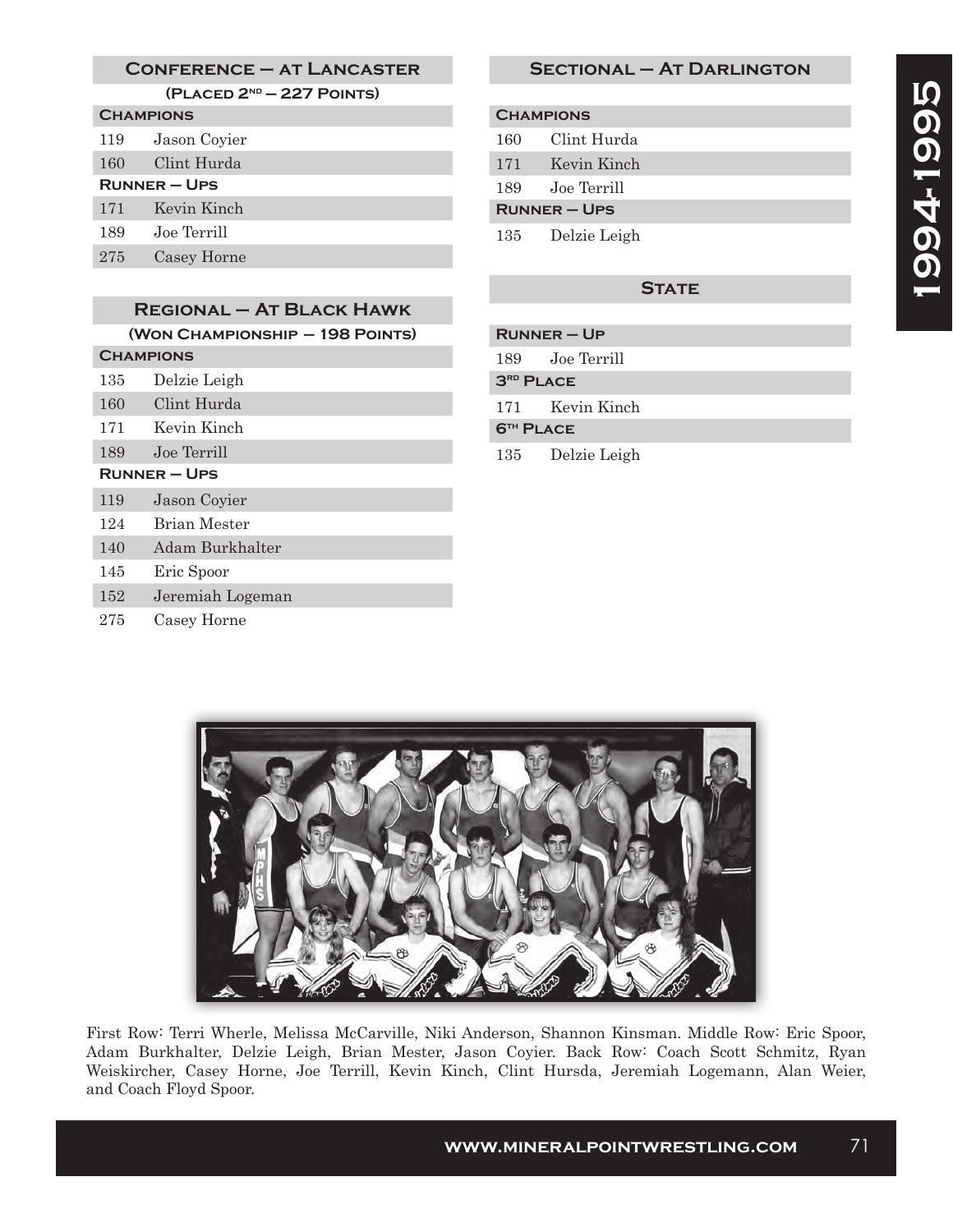## Conference – at Lancaster

(Placed 2nd – 227 Points)

| | |
|---|---|
| **Champions** | |
| 119 | Jason Coyier |
| 160 | Clint Hurda |
| **Runner – Ups** | |
| 171 | Kevin Kinch |
| 189 | Joe Terrill |
| 275 | Casey Horne |

## Regional – at Black Hawk

(Won Championship – 198 Points)

| | |
|---|---|
| **Champions** | |
| 135 | Delzie Leigh |
| 160 | Clint Hurda |
| 171 | Kevin Kinch |
| 189 | Joe Terrill |
| **Runner – Ups** | |
| 119 | Jason Coyier |
| 124 | Brian Mester |
| 140 | Adam Burkhalter |
| 145 | Eric Spoor |
| 152 | Jeremiah Logeman |
| 275 | Casey Horne |

## Sectional – at Darlington

| | |
|---|---|
| **Champions** | |
| 160 | Clint Hurda |
| 171 | Kevin Kinch |
| 189 | Joe Terrill |
| **Runner – Ups** | |
| 135 | Delzie Leigh |

## State

| | |
|---|---|
| **Runner – Up** | |
| 189 | Joe Terrill |
| **3rd Place** | |
| 171 | Kevin Kinch |
| **6th Place** | |
| 135 | Delzie Leigh |

First Row: Terri Wherle, Melissa McCarville, Niki Anderson, Shannon Kinsman. Middle Row: Eric Spoor, Adam Burkhalter, Delzie Leigh, Brian Mester, Jason Coyier. Back Row: Coach Scott Schmitz, Ryan Weiskircher, Casey Horne, Joe Terrill, Kevin Kinch, Clint Hursda, Jeremiah Logemann, Alan Weier, and Coach Floyd Spoor.